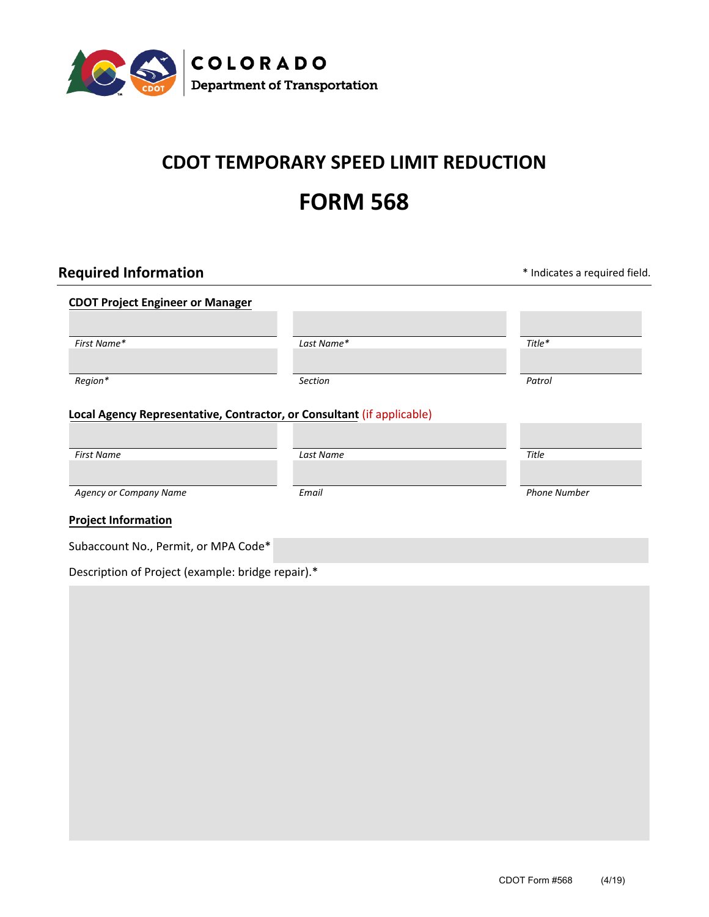COLORADO
Department of Transportation

# CDOT TEMPORARY SPEED LIMIT REDUCTION

# FORM 568

## Required Information

* Indicates a required field.

### CDOT Project Engineer or Manager

| | | |
|---|---|---|
| *First Name** | *Last Name** | *Title** |
| *Region** | *Section* | *Patrol* |

### Local Agency Representative, Contractor, or Consultant (if applicable)

| | | |
|---|---|---|
| *First Name* | *Last Name* | *Title* |
| *Agency or Company Name* | *Email* | *Phone Number* |

### Project Information

Subaccount No., Permit, or MPA Code*

Description of Project (example: bridge repair).*

CDOT Form #568 (4/19)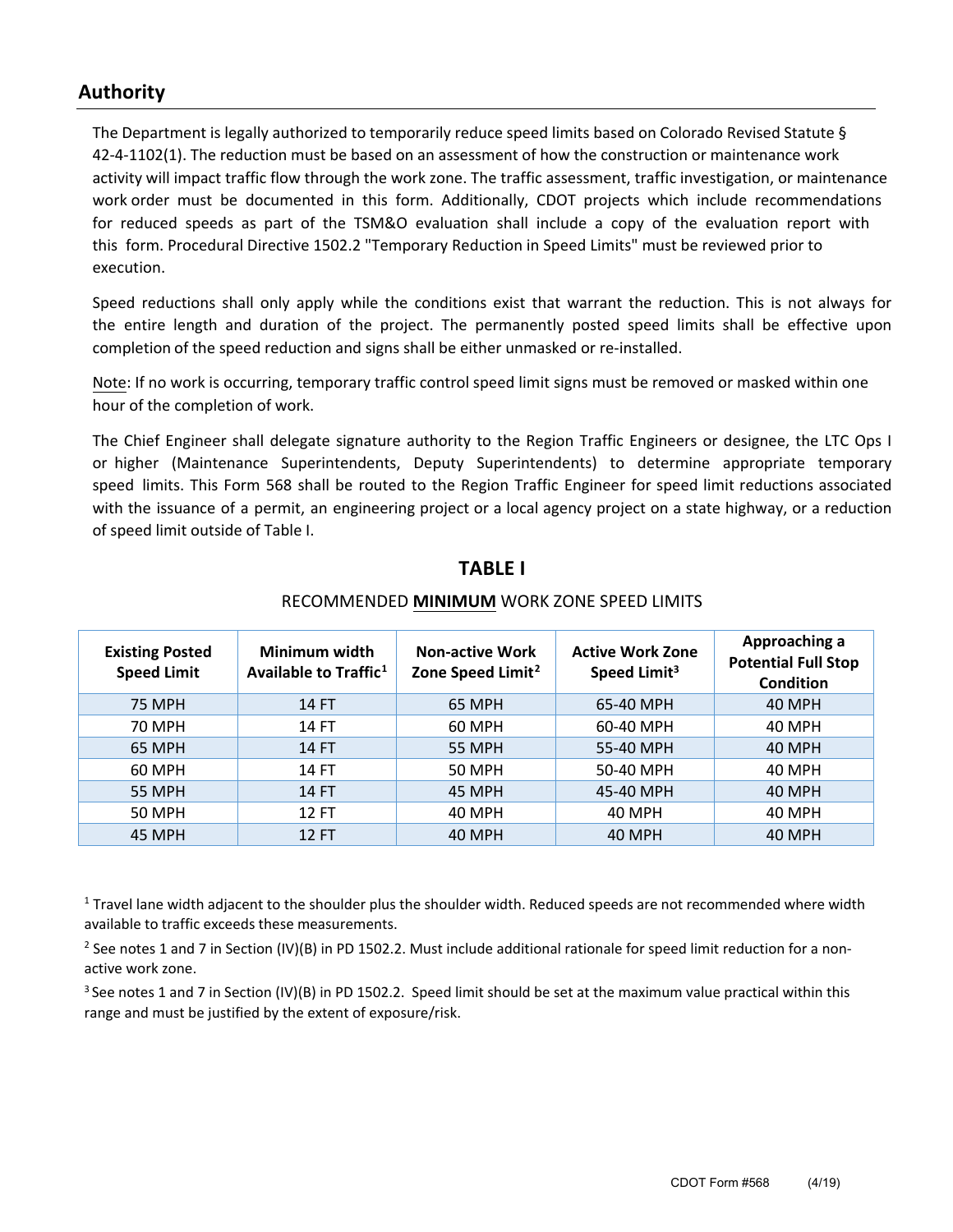## Authority

The Department is legally authorized to temporarily reduce speed limits based on Colorado Revised Statute § 42-4-1102(1). The reduction must be based on an assessment of how the construction or maintenance work activity will impact traffic flow through the work zone. The traffic assessment, traffic investigation, or maintenance work order must be documented in this form. Additionally, CDOT projects which include recommendations for reduced speeds as part of the TSM&O evaluation shall include a copy of the evaluation report with this form. Procedural Directive 1502.2 "Temporary Reduction in Speed Limits" must be reviewed prior to execution.

Speed reductions shall only apply while the conditions exist that warrant the reduction. This is not always for the entire length and duration of the project. The permanently posted speed limits shall be effective upon completion of the speed reduction and signs shall be either unmasked or re-installed.

<u>Note</u>: If no work is occurring, temporary traffic control speed limit signs must be removed or masked within one hour of the completion of work.

The Chief Engineer shall delegate signature authority to the Region Traffic Engineers or designee, the LTC Ops I or higher (Maintenance Superintendents, Deputy Superintendents) to determine appropriate temporary speed limits. This Form 568 shall be routed to the Region Traffic Engineer for speed limit reductions associated with the issuance of a permit, an engineering project or a local agency project on a state highway, or a reduction of speed limit outside of Table I.

### TABLE I

RECOMMENDED **<u>MINIMUM</u>** WORK ZONE SPEED LIMITS

| Existing Posted Speed Limit | Minimum width Available to Traffic[1] | Non-active Work Zone Speed Limit[2] | Active Work Zone Speed Limit[3] | Approaching a Potential Full Stop Condition |
|---|---|---|---|---|
| 75 MPH | 14 FT | 65 MPH | 65-40 MPH | 40 MPH |
| 70 MPH | 14 FT | 60 MPH | 60-40 MPH | 40 MPH |
| 65 MPH | 14 FT | 55 MPH | 55-40 MPH | 40 MPH |
| 60 MPH | 14 FT | 50 MPH | 50-40 MPH | 40 MPH |
| 55 MPH | 14 FT | 45 MPH | 45-40 MPH | 40 MPH |
| 50 MPH | 12 FT | 40 MPH | 40 MPH | 40 MPH |
| 45 MPH | 12 FT | 40 MPH | 40 MPH | 40 MPH |

[1] Travel lane width adjacent to the shoulder plus the shoulder width. Reduced speeds are not recommended where width available to traffic exceeds these measurements.

[2] See notes 1 and 7 in Section (IV)(B) in PD 1502.2. Must include additional rationale for speed limit reduction for a non-active work zone.

[3] See notes 1 and 7 in Section (IV)(B) in PD 1502.2. Speed limit should be set at the maximum value practical within this range and must be justified by the extent of exposure/risk.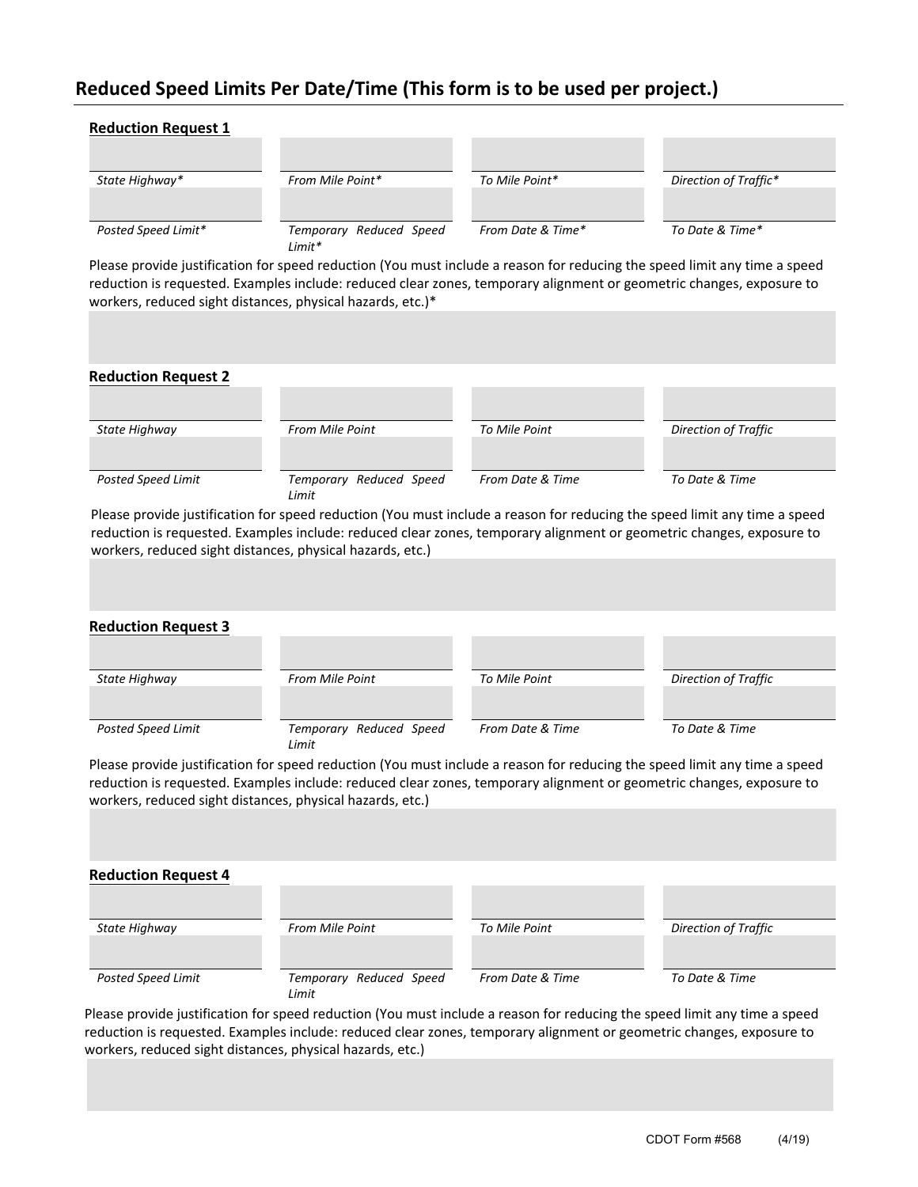## Reduced Speed Limits Per Date/Time (This form is to be used per project.)

**Reduction Request 1**

| State Highway* | From Mile Point* | To Mile Point* | Direction of Traffic* |
|---|---|---|---|
| | | | |

| Posted Speed Limit* | Temporary Reduced Speed Limit* | From Date & Time* | To Date & Time* |
|---|---|---|---|
| | | | |

Please provide justification for speed reduction (You must include a reason for reducing the speed limit any time a speed reduction is requested. Examples include: reduced clear zones, temporary alignment or geometric changes, exposure to workers, reduced sight distances, physical hazards, etc.)*

**Reduction Request 2**

| State Highway | From Mile Point | To Mile Point | Direction of Traffic |
|---|---|---|---|
| | | | |

| Posted Speed Limit | Temporary Reduced Speed Limit | From Date & Time | To Date & Time |
|---|---|---|---|
| | | | |

Please provide justification for speed reduction (You must include a reason for reducing the speed limit any time a speed reduction is requested. Examples include: reduced clear zones, temporary alignment or geometric changes, exposure to workers, reduced sight distances, physical hazards, etc.)

**Reduction Request 3**

| State Highway | From Mile Point | To Mile Point | Direction of Traffic |
|---|---|---|---|
| | | | |

| Posted Speed Limit | Temporary Reduced Speed Limit | From Date & Time | To Date & Time |
|---|---|---|---|
| | | | |

Please provide justification for speed reduction (You must include a reason for reducing the speed limit any time a speed reduction is requested. Examples include: reduced clear zones, temporary alignment or geometric changes, exposure to workers, reduced sight distances, physical hazards, etc.)

**Reduction Request 4**

| State Highway | From Mile Point | To Mile Point | Direction of Traffic |
|---|---|---|---|
| | | | |

| Posted Speed Limit | Temporary Reduced Speed Limit | From Date & Time | To Date & Time |
|---|---|---|---|
| | | | |

Please provide justification for speed reduction (You must include a reason for reducing the speed limit any time a speed reduction is requested. Examples include: reduced clear zones, temporary alignment or geometric changes, exposure to workers, reduced sight distances, physical hazards, etc.)

CDOT Form #568 (4/19)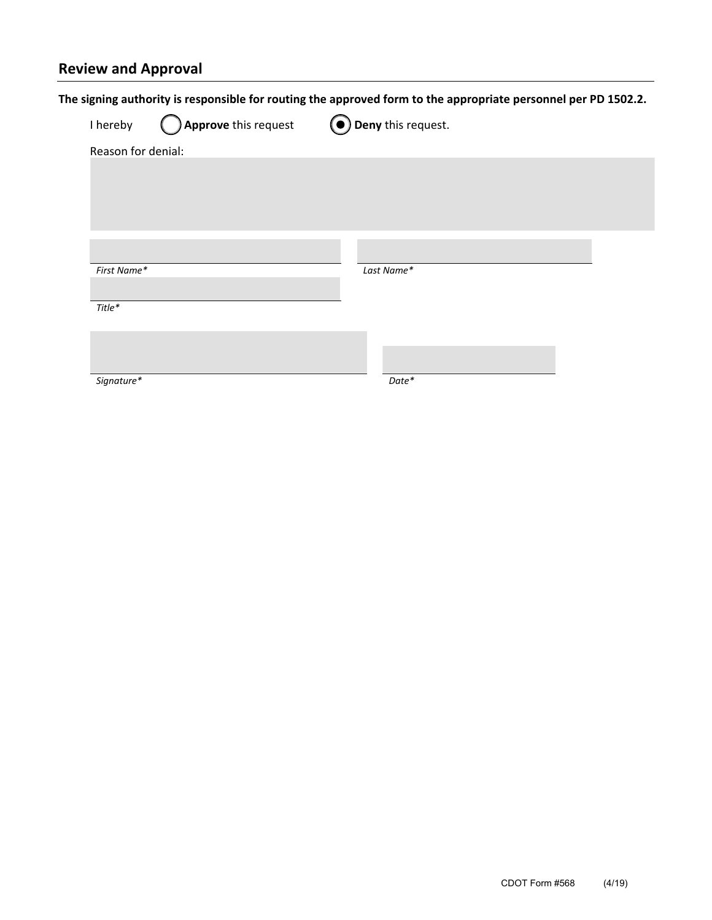## Review and Approval

**The signing authority is responsible for routing the approved form to the appropriate personnel per PD 1502.2.**

I hereby ◯ **Approve** this request ◉ **Deny** this request.

Reason for denial:

*First Name**

*Last Name**

*Title**

*Signature**

*Date**

CDOT Form #568 (4/19)